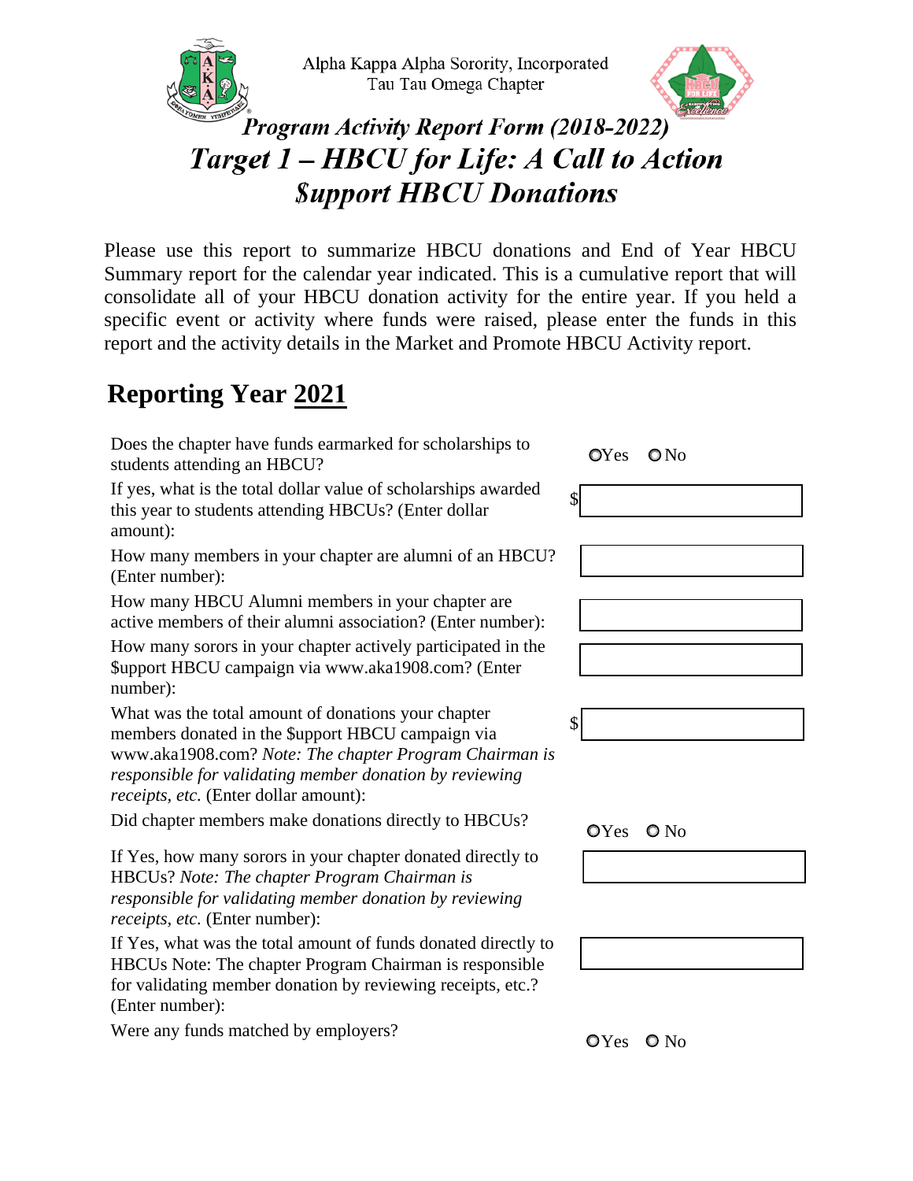Alpha Kappa Alpha Sorority, Incorporated
Tau Tau Omega Chapter

# *Program Activity Report Form (2018-2022)*
# *Target 1 – HBCU for Life: A Call to Action*
# *$upport HBCU Donations*

Please use this report to summarize HBCU donations and End of Year HBCU Summary report for the calendar year indicated. This is a cumulative report that will consolidate all of your HBCU donation activity for the entire year. If you held a specific event or activity where funds were raised, please enter the funds in this report and the activity details in the Market and Promote HBCU Activity report.

## Reporting Year 2021

| Question | Response |
|---|---|
| Does the chapter have funds earmarked for scholarships to students attending an HBCU? | ○Yes ○No |
| If yes, what is the total dollar value of scholarships awarded this year to students attending HBCUs? (Enter dollar amount): | $ |
| How many members in your chapter are alumni of an HBCU? (Enter number): | |
| How many HBCU Alumni members in your chapter are active members of their alumni association? (Enter number): | |
| How many sorors in your chapter actively participated in the $upport HBCU campaign via www.aka1908.com? (Enter number): | |
| What was the total amount of donations your chapter members donated in the $upport HBCU campaign via www.aka1908.com? *Note: The chapter Program Chairman is responsible for validating member donation by reviewing receipts, etc.* (Enter dollar amount): | $ |
| Did chapter members make donations directly to HBCUs? | ○Yes ○No |
| If Yes, how many sorors in your chapter donated directly to HBCUs? *Note: The chapter Program Chairman is responsible for validating member donation by reviewing receipts, etc.* (Enter number): | |
| If Yes, what was the total amount of funds donated directly to HBCUs Note: The chapter Program Chairman is responsible for validating member donation by reviewing receipts, etc.? (Enter number): | |
| Were any funds matched by employers? | ○Yes ○No |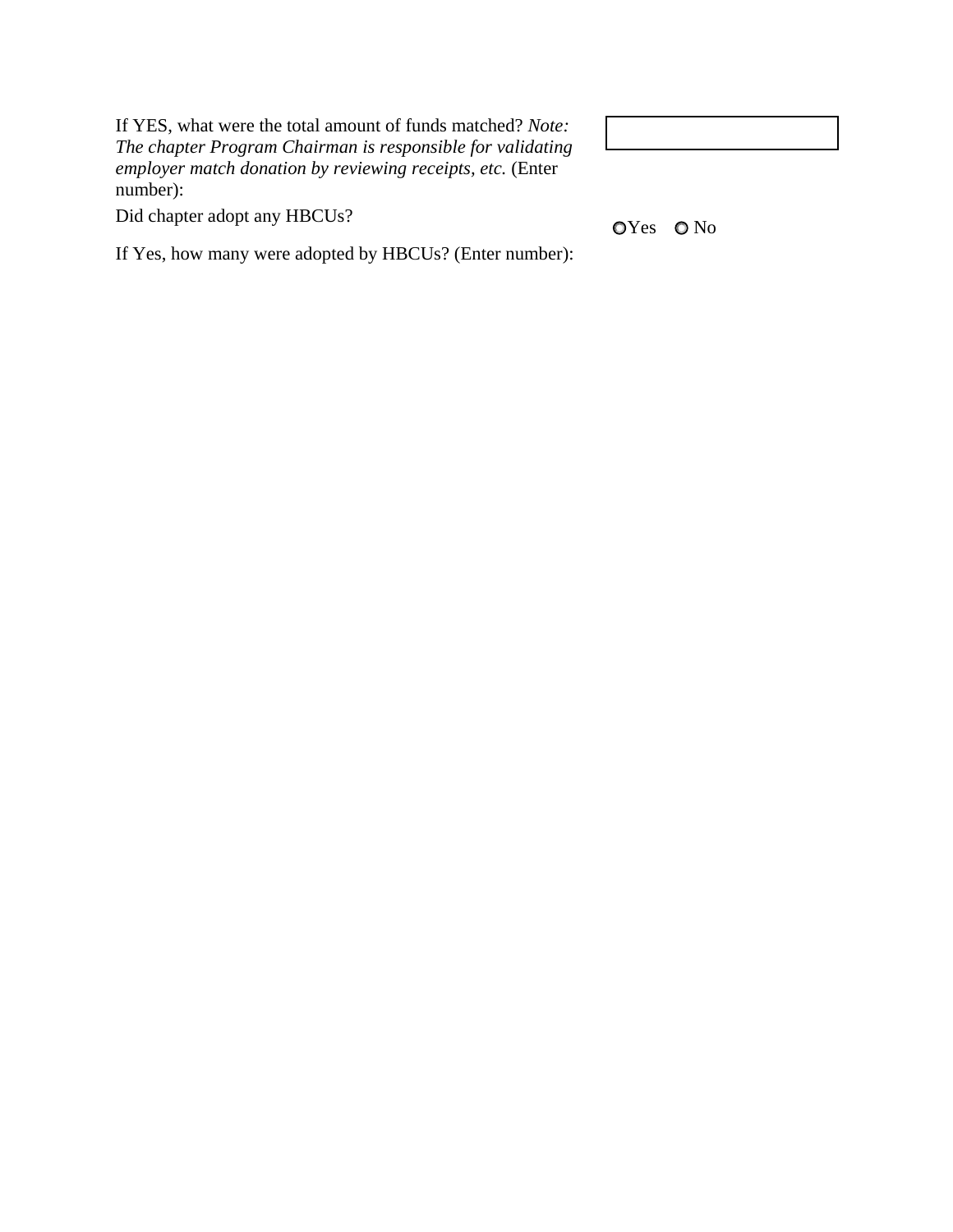If YES, what were the total amount of funds matched? *Note: The chapter Program Chairman is responsible for validating employer match donation by reviewing receipts, etc.* (Enter number):

Did chapter adopt any HBCUs?

○ Yes ○ No

If Yes, how many were adopted by HBCUs? (Enter number):